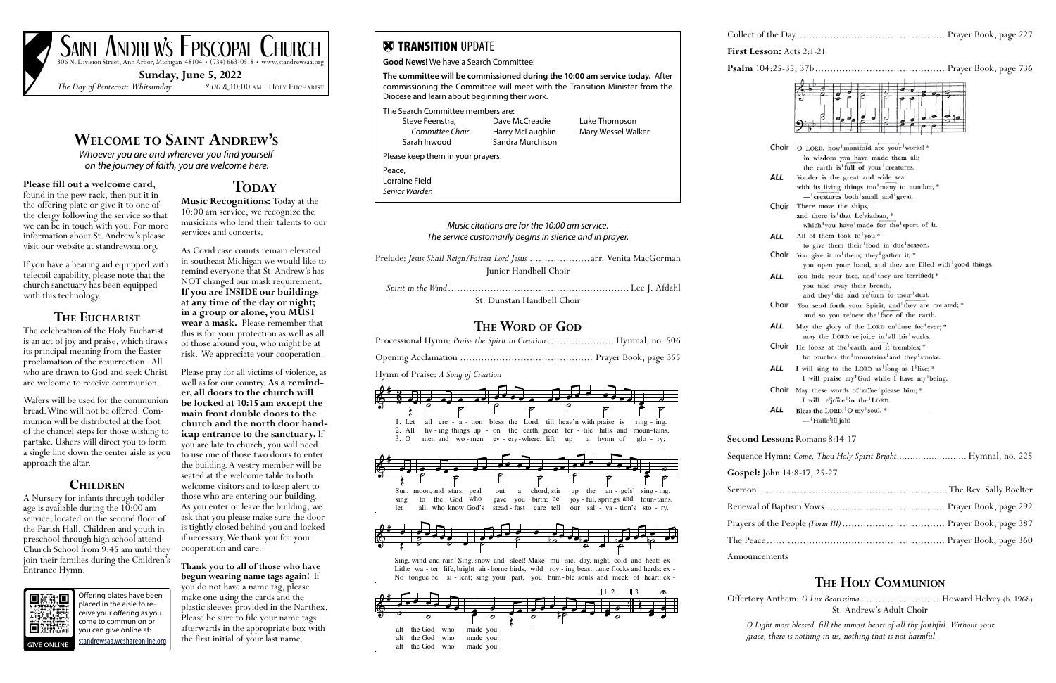# Saint Andrew's Episcopal Church

306 N. Division Street, Ann Arbor, Michigan 48104 • (734) 663-0518 • www.standrewsaa.org

**Sunday, June 5, 2022**

*The Day of Pentecost: Whitsunday* — *8:00* & 10:00 AM: Holy Eucharist

## Welcome to Saint Andrew's

*Whoever you are and wherever you find yourself on the journey of faith, you are welcome here.*

**Please fill out a welcome card**, found in the pew rack, then put it in the offering plate or give it to one of the clergy following the service so that we can be in touch with you. For more information about St. Andrew's please visit our website at standrewsaa.org.

If you have a hearing aid equipped with telecoil capability, please note that the church sanctuary has been equipped with this technology.

### The Eucharist

The celebration of the Holy Eucharist is an act of joy and praise, which draws its principal meaning from the Easter proclamation of the resurrection. All who are drawn to God and seek Christ are welcome to receive communion.

Wafers will be used for the communion bread. Wine will not be offered. Communion will be distributed at the foot of the chancel steps for those wishing to partake. Ushers will direct you to form a single line down the center aisle as you approach the altar.

### Children

A Nursery for infants through toddler age is available during the 10:00 am service, located on the second floor of the Parish Hall. Children and youth in preschool through high school attend Church School from 9:45 am until they join their families during the Children's Entrance Hymn.

Offering plates have been placed in the aisle to receive your offering as you come to communion or you can give online at: standrewsaa.weshareonline.org

GIVE ONLINE!

## Today

**Music Recognitions:** Today at the 10:00 am service, we recognize the musicians who lend their talents to our services and concerts.

As Covid case counts remain elevated in southeast Michigan we would like to remind everyone that St. Andrew's has NOT changed our mask requirement. **If you are INSIDE our buildings at any time of the day or night; in a group or alone, you MUST wear a mask.** Please remember that this is for your protection as well as all of those around you, who might be at risk. We appreciate your cooperation.

Please pray for all victims of violence, as well as for our country. **As a reminder, all doors to the church will be locked at 10:15 am except the main front double doors to the church and the north door handicap entrance to the sanctuary.** If you are late to church, you will need to use one of those two doors to enter the building. A vestry member will be seated at the welcome table to both welcome visitors and to keep alert to those who are entering our building. As you enter or leave the building, we ask that you please make sure the door is tightly closed behind you and locked if necessary. We thank you for your cooperation and care.

**Thank you to all of those who have begun wearing name tags again!** If you do not have a name tag, please make one using the cards and the plastic sleeves provided in the Narthex. Please be sure to file your name tags afterwards in the appropriate box with the first initial of your last name.

## Transition Update

**Good News!** We have a Search Committee!

**The committee will be commissioned during the 10:00 am service today.** After commissioning the Committee will meet with the Transition Minister from the Diocese and learn about beginning their work.

The Search Committee members are:

| | | |
|---|---|---|
| Steve Feenstra, *Committee Chair* | Dave McCreadie | Luke Thompson |
| Sarah Inwood | Harry McLaughlin | Mary Wessel Walker |
| | Sandra Murchison | |

Please keep them in your prayers.

Peace,
Lorraine Field
*Senior Warden*

*Music citations are for the 10:00 am service.*
*The service customarily begins in silence and in prayer.*

Prelude: *Jesus Shall Reign/Fairest Lord Jesus* .................... arr. Venita MacGorman
Junior Handbell Choir

*Spirit in the Wind* .................... Lee J. Afdahl
St. Dunstan Handbell Choir

## The Word of God

Processional Hymn: *Praise the Spirit in Creation* .................... Hymnal, no. 506

Opening Acclamation .................... Prayer Book, page 355

Hymn of Praise: *A Song of Creation*

1. Let all cre - a - tion bless the Lord, till heav'n with praise is ring - ing. Sun, moon, and stars, peal out a chord, stir up the an - gels' sing - ing. Sing, wind and rain! Sing, snow and sleet! Make mu - sic, day, night, cold and heat: ex - alt the God who made you.
2. All liv - ing things up - on the earth, green fer - tile hills and moun - tains, sing to the God who gave you birth; be joy - ful, springs and foun - tains. Lithe wa - ter life, bright air - borne birds, wild rov - ing beast, tame flocks and herds: ex - alt the God who made you.
3. O men and wo - men ev - ery - where, lift up a hymn of glo - ry; let all who know God's stead - fast care tell our sal - va - tion's sto - ry. No tongue be si - lent; sing your part, you hum - ble souls and meek of heart: ex - alt the God who made you.

Collect of the Day .................... Prayer Book, page 227

**First Lesson:** Acts 2:1-21

**Psalm** 104:25-35, 37b .................... Prayer Book, page 736

Choir: O LORD, how manifold are your works! * in wisdom you have made them all; the earth is full of your creatures.

*ALL*: Yonder is the great and wide sea with its living things too many to number, * creatures both small and great.

Choir: There move the ships, and there is that Leviathan, * which you have made for the sport of it.

*ALL*: All of them look to you * to give them their food in due season.

Choir: You give it to them; they gather it; * you open your hand, and they are filled with good things.

*ALL*: You hide your face, and they are terrified; * you take away their breath, and they die and return to their dust.

Choir: You send forth your Spirit, and they are created; * and so you renew the face of the earth.

*ALL*: May the glory of the LORD endure for ever; * may the LORD rejoice in all his works.

Choir: He looks at the earth and it trembles; * he touches the mountains and they smoke.

*ALL*: I will sing to the LORD as long as I live; * I will praise my God while I have my being.

Choir: May these words of mine please him; * I will rejoice in the LORD.

*ALL*: Bless the LORD, O my soul. * Hallelujah!

**Second Lesson:** Romans 8:14-17

Sequence Hymn: *Come, Thou Holy Spirit Bright* .................... Hymnal, no. 225

**Gospel:** John 14:8-17, 25-27

Sermon .................... The Rev. Sally Boelter

Renewal of Baptism Vows .................... Prayer Book, page 292

Prayers of the People *(Form III)* .................... Prayer Book, page 387

The Peace .................... Prayer Book, page 360

Announcements

## The Holy Communion

Offertory Anthem: *O Lux Beatissima* .................... Howard Helvey (b. 1968)
St. Andrew's Adult Choir

*O Light most blessed, fill the inmost heart of all thy faithful. Without your grace, there is nothing in us, nothing that is not harmful.*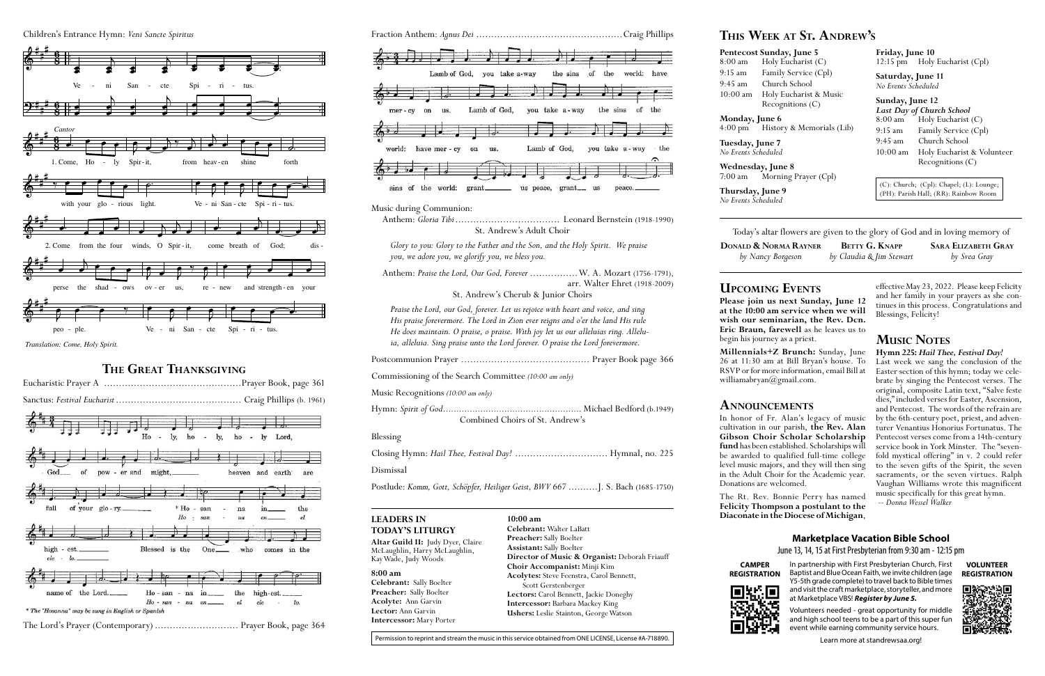Children's Entrance Hymn: *Veni Sancte Spiritus*

Ve - ni San - cte Spi - ri - tus.

*Cantor*

1. Come, Ho - ly Spir-it, from heav-en shine forth with your glo - rious light. Ve - ni San - cte Spi - ri - tus.

2. Come from the four winds, O Spir - it, come breath of God; dis - perse the shad - ows ov - er us, re - new and strength - en your peo - ple. Ve - ni San - cte Spi - ri - tus.

*Translation: Come, Holy Spirit.*

## The Great Thanksgiving

Eucharistic Prayer A ..............................................Prayer Book, page 361

Sanctus: *Festival Eucharist* .......................................... Craig Phillips (b. 1961)

Ho - ly, ho - ly, ho - ly Lord, God of pow - er and might, heaven and earth are full of your glo - ry. * Ho - san - na in the high - est. Blessed is the One who comes in the name of the Lord. Ho - san - na in the high - est.

*Ho - san - na en el cie - lo.*

\* The "Hosanna" may be sung in English or Spanish

The Lord's Prayer (Contemporary) ............................ Prayer Book, page 364

Fraction Anthem: *Agnus Dei* .................................................Craig Phillips

Lamb of God, you take a-way the sins of the world: have mer - cy on us. Lamb of God, you take a - way the sins of the world: have mer - cy on us. Lamb of God, you take a - way the sins of the world: grant us peace, grant us peace.

Music during Communion:

Anthem: *Gloria Tibi* .................................... Leonard Bernstein (1918-1990)
St. Andrew's Adult Choir

*Glory to you: Glory to the Father and the Son, and the Holy Spirit. We praise you, we adore you, we glorify you, we bless you.*

Anthem: *Praise the Lord, Our God, Forever* ................W. A. Mozart (1756-1791), arr. Walter Ehret (1918-2009)
St. Andrew's Cherub & Junior Choirs

*Praise the Lord, our God, forever. Let us rejoice with heart and voice, and sing His praise forevermore. The Lord in Zion ever reigns and o'er the land His rule He does maintain. O praise, o praise. With joy let us our alleluias ring. Alleluia, alleluia. Sing praise unto the Lord forever. O praise the Lord forevermore.*

Postcommunion Prayer ........................................... Prayer Book page 366

Commissioning of the Search Committee *(10:00 am only)*

Music Recognitions *(10:00 am only)*

Hymn: *Spirit of God*.................................................... Michael Bedford (b.1949)
Combined Choirs of St. Andrew's

Blessing

Closing Hymn: *Hail Thee, Festival Day!* ............................... Hymnal, no. 225

Dismissal

Postlude: *Komm, Gott, Schöpfer, Heiliger Geist, BWV 667* ..........J. S. Bach (1685-1750)

**LEADERS IN TODAY'S LITURGY**

**Altar Guild II:** Judy Dyer, Claire McLaughlin, Harry McLaughlin, Kay Wade, Judy Woods

**8:00 am**
**Celebrant:** Sally Boelter
**Preacher:** Sally Boelter
**Acolyte:** Ann Garvin
**Lector:** Ann Garvin
**Intercessor:** Mary Porter

**10:00 am**
**Celebrant:** Walter LaBatt
**Preacher:** Sally Boelter
**Assistant:** Sally Boelter
**Director of Music & Organist:** Deborah Friauff
**Choir Accompanist:** Minji Kim
**Acolytes:** Steve Feenstra, Carol Bennett, Scott Gerstenberger
**Lectors:** Carol Bennett, Jackie Doneghy
**Intercessor:** Barbara Mackey King
**Ushers:** Leslie Stainton, George Watson

Permission to reprint and stream the music in this service obtained from ONE LICENSE, License #A-718890.

## This Week at St. Andrew's

**Pentecost Sunday, June 5**
8:00 am Holy Eucharist (C)
9:15 am Family Service (Cpl)
9:45 am Church School
10:00 am Holy Eucharist & Music Recognitions (C)

**Monday, June 6**
4:00 pm History & Memorials (Lib)

**Tuesday, June 7**
*No Events Scheduled*

**Wednesday, June 8**
7:00 am Morning Prayer (Cpl)

**Thursday, June 9**
*No Events Scheduled*

**Friday, June 10**
12:15 pm Holy Eucharist (Cpl)

**Saturday, June 11**
*No Events Scheduled*

**Sunday, June 12**
*Last Day of Church School*
8:00 am Holy Eucharist (C)
9:15 am Family Service (Cpl)
9:45 am Church School
10:00 am Holy Eucharist & Volunteer Recognitions (C)

(C): Church; (Cpl): Chapel; (L): Lounge; (PH): Parish Hall; (RR): Rainbow Room

Today's altar flowers are given to the glory of God and in loving memory of

**Donald & Norma Rayner** *by Nancy Borgeson*
**Betty G. Knapp** *by Claudia & Jim Stewart*
**Sara Elizabeth Gray** *by Srea Gray*

## Upcoming Events

**Please join us next Sunday, June 12 at the 10:00 am service when we will wish our seminarian, the Rev. Dcn. Eric Braun, farewell** as he leaves us to begin his journey as a priest.

**Millennials+Z Brunch:** Sunday, June 26 at 11:30 am at Bill Bryan's house. To RSVP or for more information, email Bill at williamabryan@gmail.com.

## Announcements

In honor of Fr. Alan's legacy of music cultivation in our parish, **the Rev. Alan Gibson Choir Scholar Scholarship fund** has been established. Scholarships will be awarded to qualified full-time college level music majors, and they will then sing in the Adult Choir for the Academic year. Donations are welcomed.

The Rt. Rev. Bonnie Perry has named **Felicity Thompson a postulant to the Diaconate in the Diocese of Michigan**, effective May 23, 2022. Please keep Felicity and her family in your prayers as she continues in this process. Congratulations and Blessings, Felicity!

## Music Notes

**Hymn 225:** ***Hail Thee, Festival Day!***
Last week we sang the conclusion of the Easter section of this hymn; today we celebrate by singing the Pentecost verses. The original, composite Latin text, "Salve feste dies," included verses for Easter, Ascension, and Pentecost. The words of the refrain are by the 6th-century poet, priest, and adventurer Venantius Honorius Fortunatus. The Pentecost verses come from a 14th-century service book in York Minster. The "sevenfold mystical offering" in v. 2 could refer to the seven gifts of the Spirit, the seven sacraments, or the seven virtues. Ralph Vaughan Williams wrote this magnificent music specifically for this great hymn.
-- *Donna Wessel Walker*

### Marketplace Vacation Bible School

June 13, 14, 15 at First Presbyterian from 9:30 am - 12:15 pm

**CAMPER REGISTRATION**

In partnership with First Presbyterian Church, First Baptist and Blue Ocean Faith, we invite children (age Y5-5th grade complete) to travel back to Bible times and visit the craft marketplace, storyteller, and more at Marketplace VBS! ***Register by June 5.***

Volunteers needed - great opportunity for middle and high school teens to be a part of this super fun event while earning community service hours.

**VOLUNTEER REGISTRATION**

Learn more at standrewsaa.org!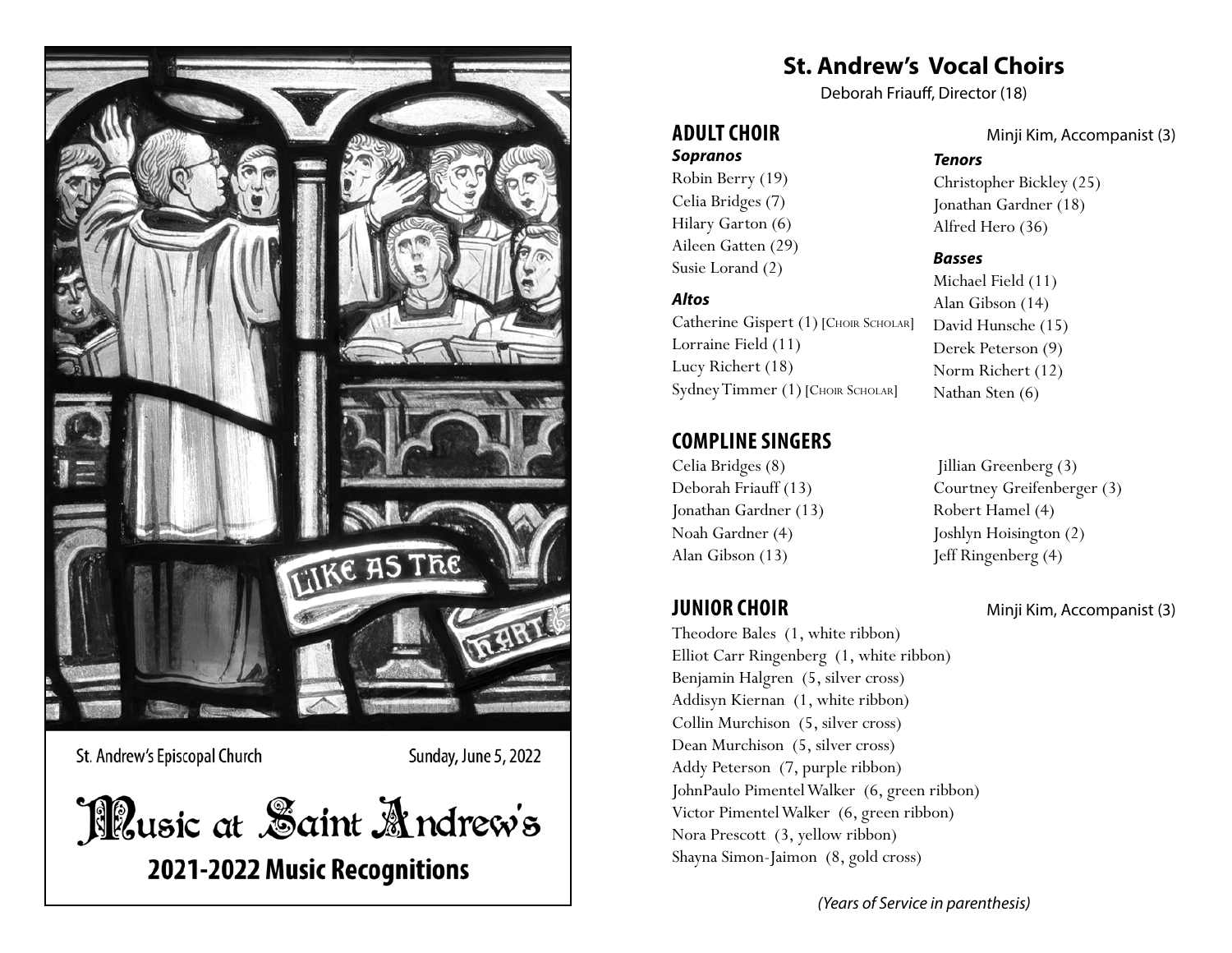St. Andrew's Episcopal Church

Sunday, June 5, 2022

# Music at Saint Andrew's

## 2021-2022 Music Recognitions

# St. Andrew's Vocal Choirs

Deborah Friauff, Director (18)

## ADULT CHOIR

Minji Kim, Accompanist (3)

### *Sopranos*

Robin Berry (19)
Celia Bridges (7)
Hilary Garton (6)
Aileen Gatten (29)
Susie Lorand (2)

### *Altos*

Catherine Gispert (1) [CHOIR SCHOLAR]
Lorraine Field (11)
Lucy Richert (18)
Sydney Timmer (1) [CHOIR SCHOLAR]

### *Tenors*

Christopher Bickley (25)
Jonathan Gardner (18)
Alfred Hero (36)

### *Basses*

Michael Field (11)
Alan Gibson (14)
David Hunsche (15)
Derek Peterson (9)
Norm Richert (12)
Nathan Sten (6)

## COMPLINE SINGERS

Celia Bridges (8)
Deborah Friauff (13)
Jonathan Gardner (13)
Noah Gardner (4)
Alan Gibson (13)
Jillian Greenberg (3)
Courtney Greifenberger (3)
Robert Hamel (4)
Joshlyn Hoisington (2)
Jeff Ringenberg (4)

## JUNIOR CHOIR

Minji Kim, Accompanist (3)

Theodore Bales (1, white ribbon)
Elliot Carr Ringenberg (1, white ribbon)
Benjamin Halgren (5, silver cross)
Addisyn Kiernan (1, white ribbon)
Collin Murchison (5, silver cross)
Dean Murchison (5, silver cross)
Addy Peterson (7, purple ribbon)
JohnPaulo Pimentel Walker (6, green ribbon)
Victor Pimentel Walker (6, green ribbon)
Nora Prescott (3, yellow ribbon)
Shayna Simon-Jaimon (8, gold cross)

*(Years of Service in parenthesis)*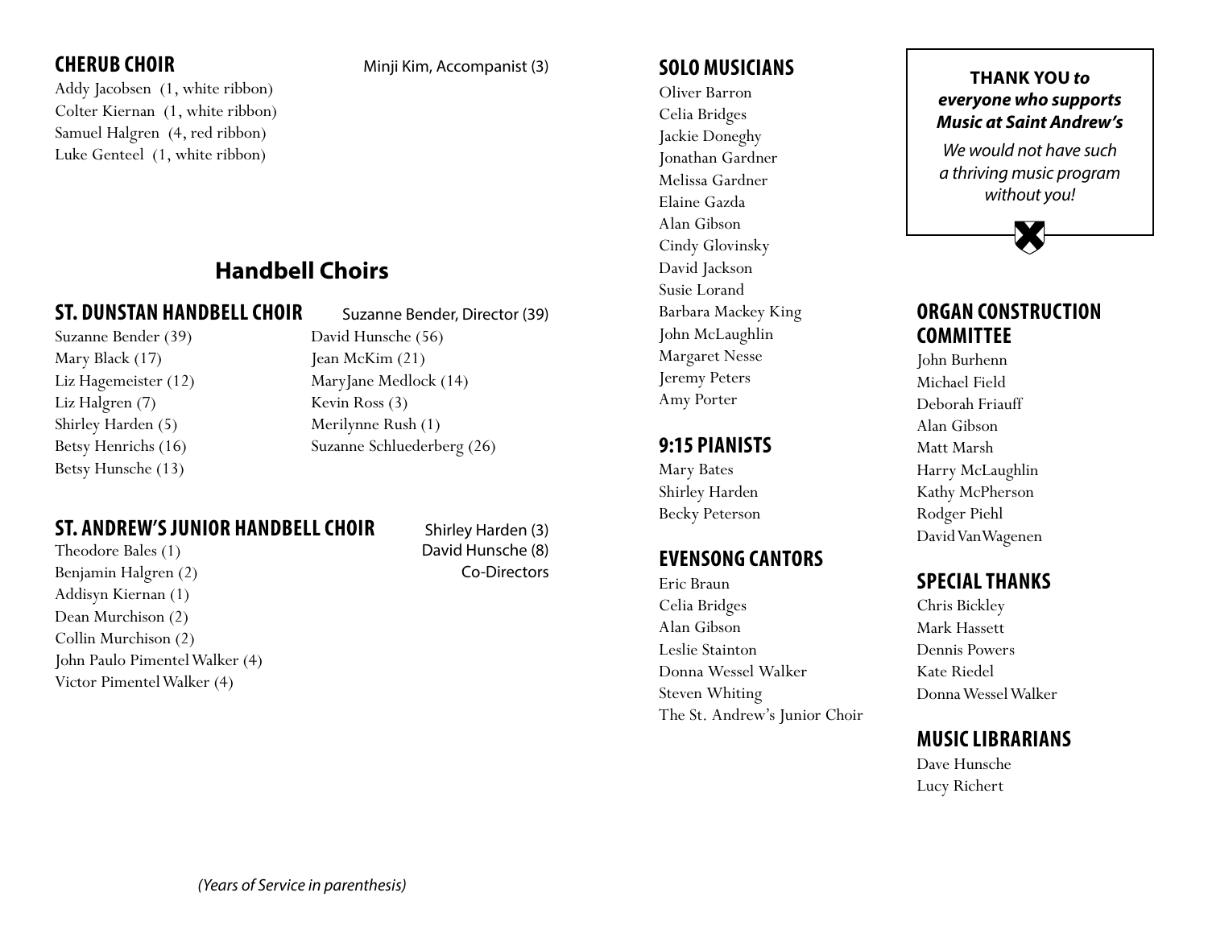## CHERUB CHOIR

Minji Kim, Accompanist (3)

Addy Jacobsen (1, white ribbon)
Colter Kiernan (1, white ribbon)
Samuel Halgren (4, red ribbon)
Luke Genteel (1, white ribbon)

# Handbell Choirs

## ST. DUNSTAN HANDBELL CHOIR

Suzanne Bender, Director (39)

Suzanne Bender (39)
Mary Black (17)
Liz Hagemeister (12)
Liz Halgren (7)
Shirley Harden (5)
Betsy Henrichs (16)
Betsy Hunsche (13)
David Hunsche (56)
Jean McKim (21)
MaryJane Medlock (14)
Kevin Ross (3)
Merilynne Rush (1)
Suzanne Schluederberg (26)

## ST. ANDREW'S JUNIOR HANDBELL CHOIR

Shirley Harden (3)
David Hunsche (8)
Co-Directors

Theodore Bales (1)
Benjamin Halgren (2)
Addisyn Kiernan (1)
Dean Murchison (2)
Collin Murchison (2)
John Paulo Pimentel Walker (4)
Victor Pimentel Walker (4)

*(Years of Service in parenthesis)*

## SOLO MUSICIANS

Oliver Barron
Celia Bridges
Jackie Doneghy
Jonathan Gardner
Melissa Gardner
Elaine Gazda
Alan Gibson
Cindy Glovinsky
David Jackson
Susie Lorand
Barbara Mackey King
John McLaughlin
Margaret Nesse
Jeremy Peters
Amy Porter

## 9:15 PIANISTS

Mary Bates
Shirley Harden
Becky Peterson

## EVENSONG CANTORS

Eric Braun
Celia Bridges
Alan Gibson
Leslie Stainton
Donna Wessel Walker
Steven Whiting
The St. Andrew's Junior Choir

**THANK YOU *to everyone who supports Music at Saint Andrew's***

*We would not have such a thriving music program without you!*

## ORGAN CONSTRUCTION COMMITTEE

John Burhenn
Michael Field
Deborah Friauff
Alan Gibson
Matt Marsh
Harry McLaughlin
Kathy McPherson
Rodger Piehl
David VanWagenen

## SPECIAL THANKS

Chris Bickley
Mark Hassett
Dennis Powers
Kate Riedel
Donna Wessel Walker

## MUSIC LIBRARIANS

Dave Hunsche
Lucy Richert